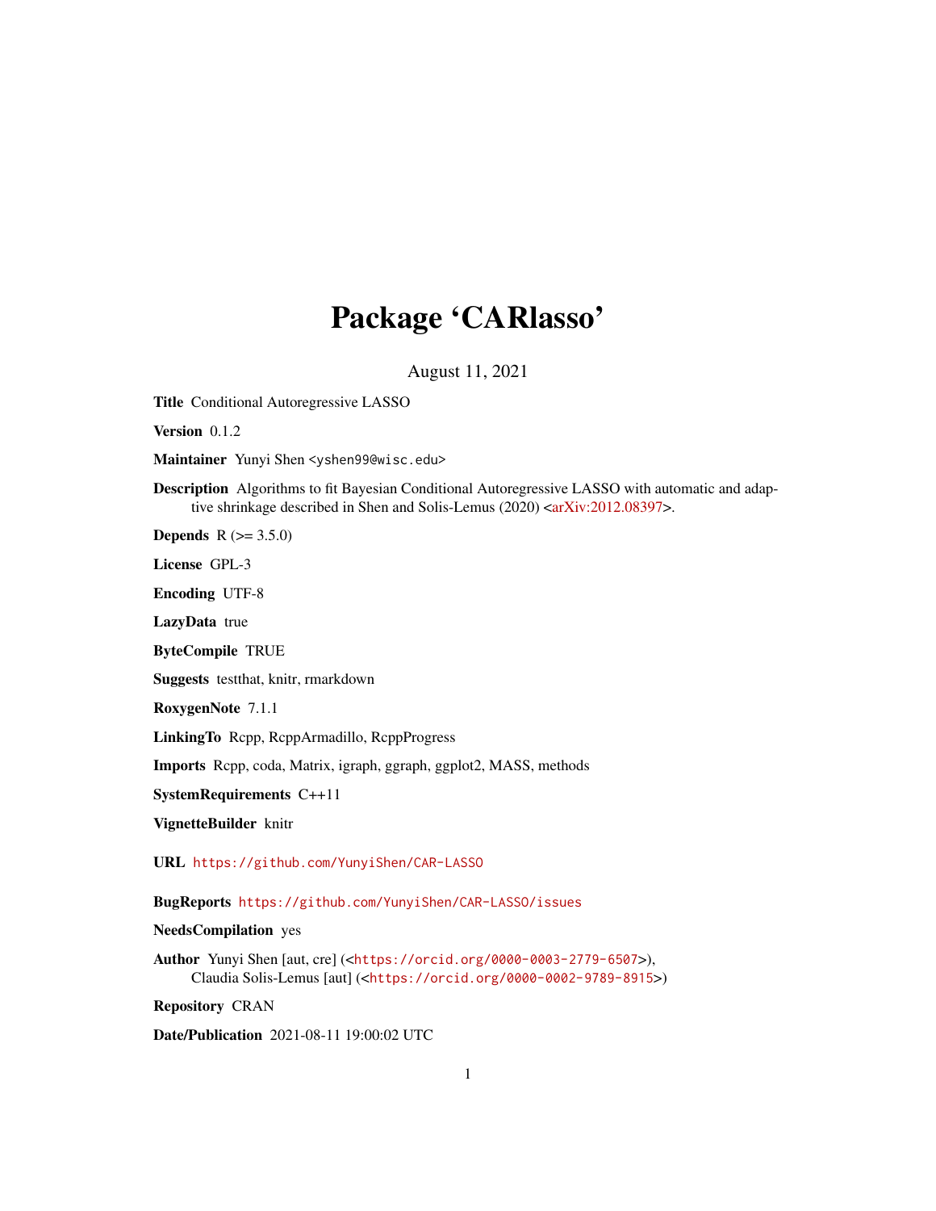# Package 'CARlasso'

August 11, 2021

**Title** Conditional Autoregressive LASSO

**Version** 0.1.2

**Maintainer** Yunyi Shen <yshen99@wisc.edu>

**Description** Algorithms to fit Bayesian Conditional Autoregressive LASSO with automatic and adaptive shrinkage described in Shen and Solis-Lemus (2020) <arXiv:2012.08397>.

**Depends** R (>= 3.5.0)

**License** GPL-3

**Encoding** UTF-8

**LazyData** true

**ByteCompile** TRUE

**Suggests** testthat, knitr, rmarkdown

**RoxygenNote** 7.1.1

**LinkingTo** Rcpp, RcppArmadillo, RcppProgress

**Imports** Rcpp, coda, Matrix, igraph, ggraph, ggplot2, MASS, methods

**SystemRequirements** C++11

**VignetteBuilder** knitr

**URL** https://github.com/YunyiShen/CAR-LASSO

**BugReports** https://github.com/YunyiShen/CAR-LASSO/issues

**NeedsCompilation** yes

**Author** Yunyi Shen [aut, cre] (<https://orcid.org/0000-0003-2779-6507>), Claudia Solis-Lemus [aut] (<https://orcid.org/0000-0002-9789-8915>)

**Repository** CRAN

**Date/Publication** 2021-08-11 19:00:02 UTC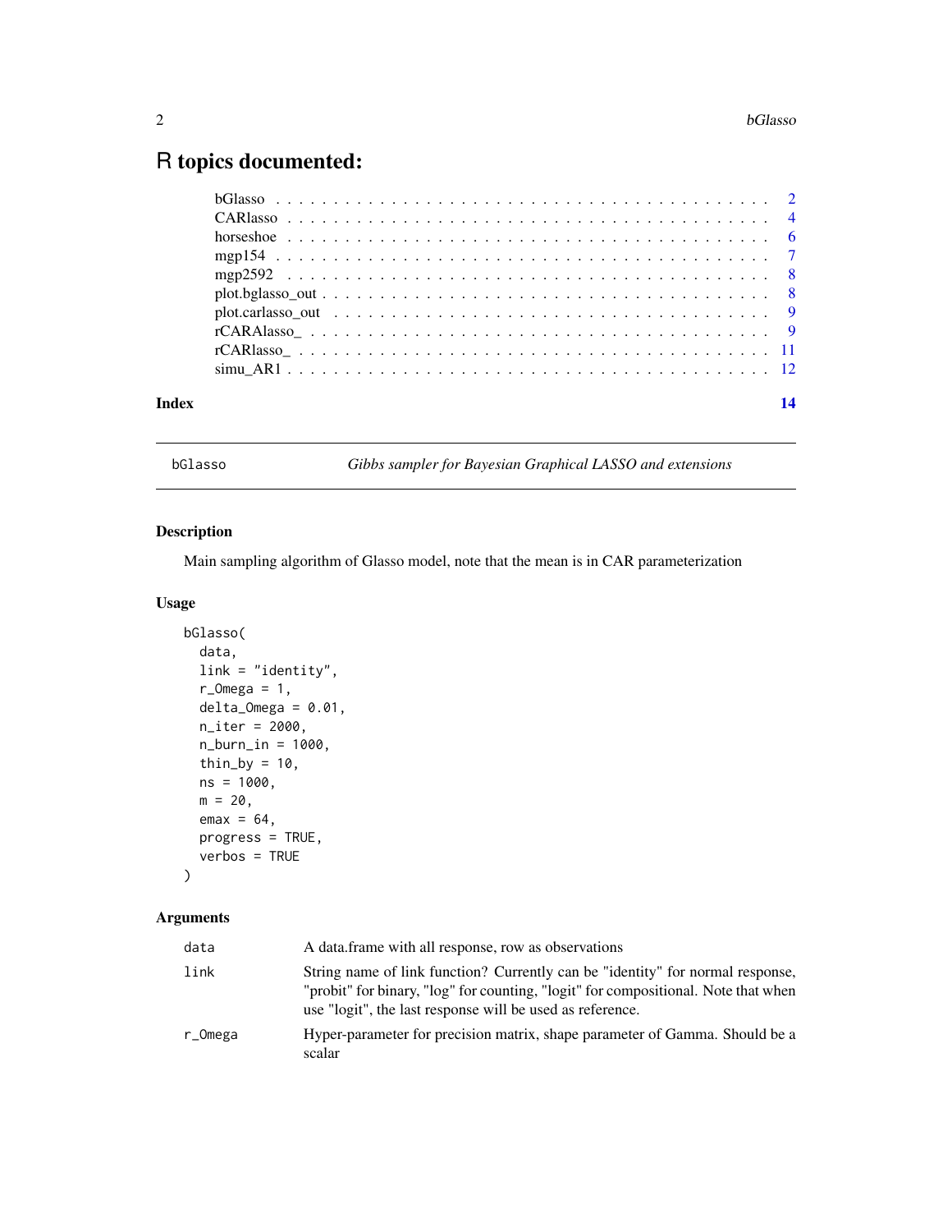# R topics documented:

| | |
|---|---|
| bGlasso | 2 |
| CARlasso | 4 |
| horseshoe | 6 |
| mgp154 | 7 |
| mgp2592 | 8 |
| plot.bglasso_out | 8 |
| plot.carlasso_out | 9 |
| rCARAlasso_ | 9 |
| rCARlasso_ | 11 |
| simu_AR1 | 12 |

**Index** **14**

---

bGlasso *Gibbs sampler for Bayesian Graphical LASSO and extensions*

---

## Description

Main sampling algorithm of Glasso model, note that the mean is in CAR parameterization

## Usage

```
bGlasso(
  data,
  link = "identity",
  r_Omega = 1,
  delta_Omega = 0.01,
  n_iter = 2000,
  n_burn_in = 1000,
  thin_by = 10,
  ns = 1000,
  m = 20,
  emax = 64,
  progress = TRUE,
  verbos = TRUE
)
```

## Arguments

| | |
|---|---|
| `data` | A data.frame with all response, row as observations |
| `link` | String name of link function? Currently can be "identity" for normal response, "probit" for binary, "log" for counting, "logit" for compositional. Note that when use "logit", the last response will be used as reference. |
| `r_Omega` | Hyper-parameter for precision matrix, shape parameter of Gamma. Should be a scalar |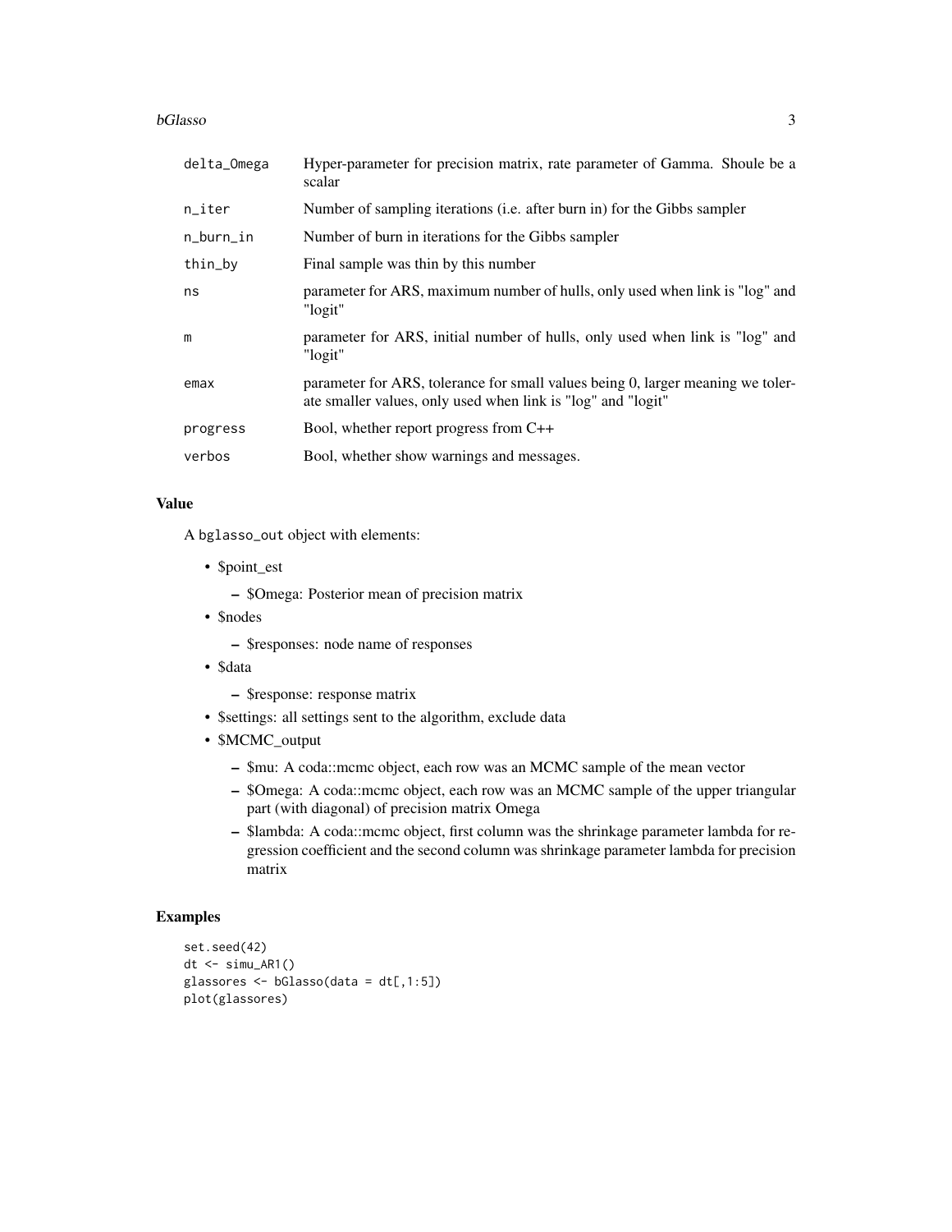| | |
|---|---|
| `delta_Omega` | Hyper-parameter for precision matrix, rate parameter of Gamma. Shoule be a scalar |
| `n_iter` | Number of sampling iterations (i.e. after burn in) for the Gibbs sampler |
| `n_burn_in` | Number of burn in iterations for the Gibbs sampler |
| `thin_by` | Final sample was thin by this number |
| `ns` | parameter for ARS, maximum number of hulls, only used when link is "log" and "logit" |
| `m` | parameter for ARS, initial number of hulls, only used when link is "log" and "logit" |
| `emax` | parameter for ARS, tolerance for small values being 0, larger meaning we tolerate smaller values, only used when link is "log" and "logit" |
| `progress` | Bool, whether report progress from C++ |
| `verbos` | Bool, whether show warnings and messages. |

### Value

A `bglasso_out` object with elements:

- $point_est
  - $Omega: Posterior mean of precision matrix
- $nodes
  - $responses: node name of responses
- $data
  - $response: response matrix
- $settings: all settings sent to the algorithm, exclude data
- $MCMC_output
  - $mu: A coda::mcmc object, each row was an MCMC sample of the mean vector
  - $Omega: A coda::mcmc object, each row was an MCMC sample of the upper triangular part (with diagonal) of precision matrix Omega
  - $lambda: A coda::mcmc object, first column was the shrinkage parameter lambda for regression coefficient and the second column was shrinkage parameter lambda for precision matrix

### Examples

```
set.seed(42)
dt <- simu_AR1()
glassores <- bGlasso(data = dt[,1:5])
plot(glassores)
```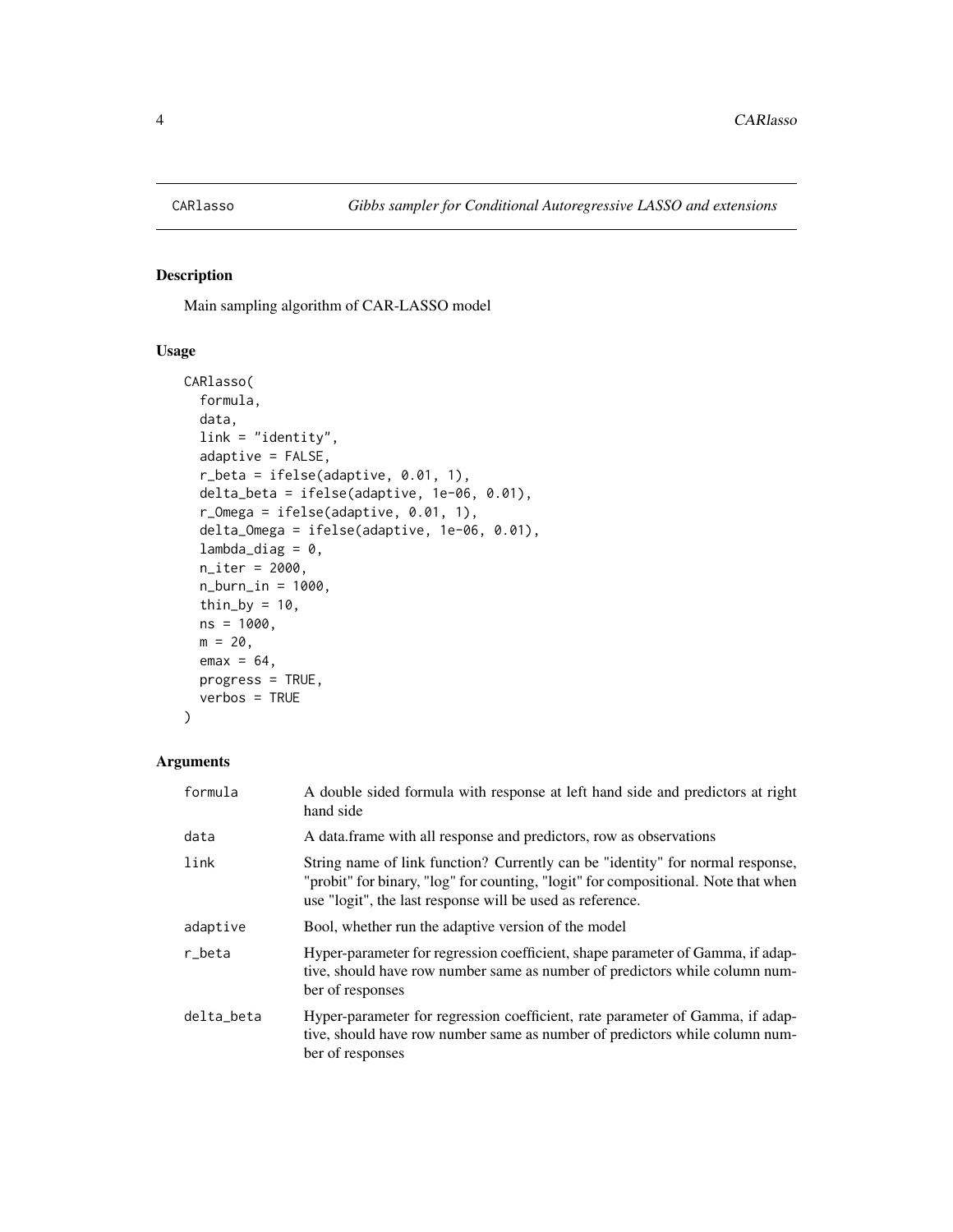CARlasso *Gibbs sampler for Conditional Autoregressive LASSO and extensions*

## Description

Main sampling algorithm of CAR-LASSO model

## Usage

```
CARlasso(
  formula,
  data,
  link = "identity",
  adaptive = FALSE,
  r_beta = ifelse(adaptive, 0.01, 1),
  delta_beta = ifelse(adaptive, 1e-06, 0.01),
  r_Omega = ifelse(adaptive, 0.01, 1),
  delta_Omega = ifelse(adaptive, 1e-06, 0.01),
  lambda_diag = 0,
  n_iter = 2000,
  n_burn_in = 1000,
  thin_by = 10,
  ns = 1000,
  m = 20,
  emax = 64,
  progress = TRUE,
  verbos = TRUE
)
```

## Arguments

| | |
|---|---|
| formula | A double sided formula with response at left hand side and predictors at right hand side |
| data | A data.frame with all response and predictors, row as observations |
| link | String name of link function? Currently can be "identity" for normal response, "probit" for binary, "log" for counting, "logit" for compositional. Note that when use "logit", the last response will be used as reference. |
| adaptive | Bool, whether run the adaptive version of the model |
| r_beta | Hyper-parameter for regression coefficient, shape parameter of Gamma, if adaptive, should have row number same as number of predictors while column number of responses |
| delta_beta | Hyper-parameter for regression coefficient, rate parameter of Gamma, if adaptive, should have row number same as number of predictors while column number of responses |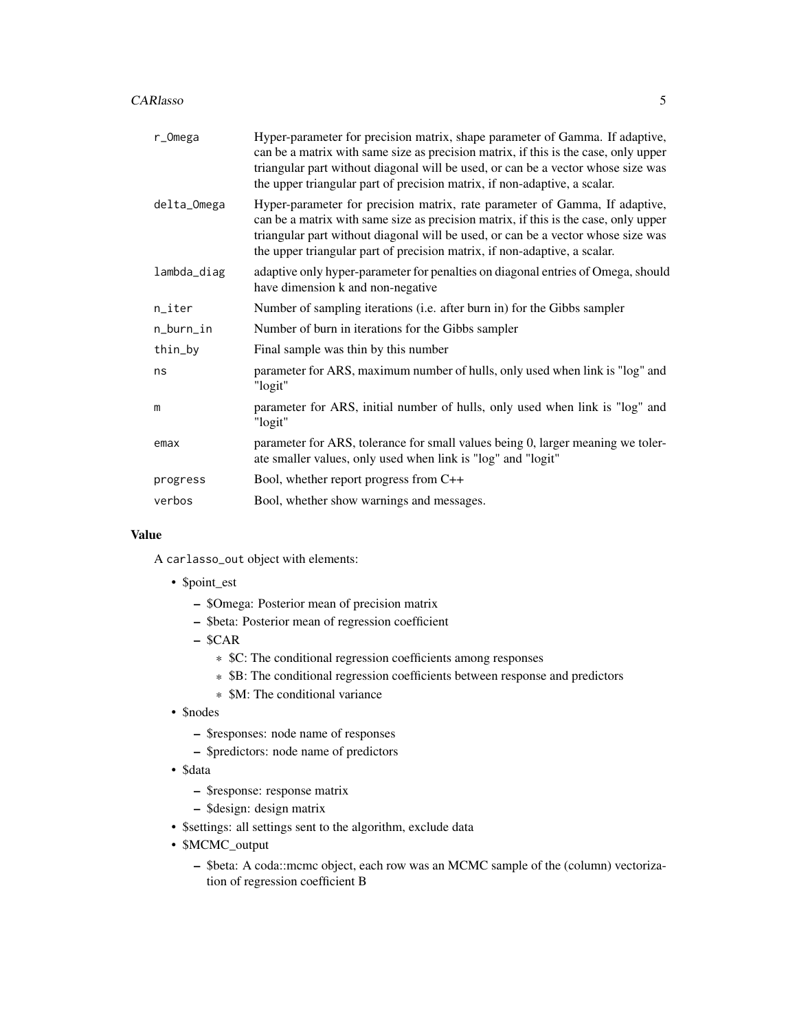| | |
|---|---|
| r_Omega | Hyper-parameter for precision matrix, shape parameter of Gamma. If adaptive, can be a matrix with same size as precision matrix, if this is the case, only upper triangular part without diagonal will be used, or can be a vector whose size was the upper triangular part of precision matrix, if non-adaptive, a scalar. |
| delta_Omega | Hyper-parameter for precision matrix, rate parameter of Gamma, If adaptive, can be a matrix with same size as precision matrix, if this is the case, only upper triangular part without diagonal will be used, or can be a vector whose size was the upper triangular part of precision matrix, if non-adaptive, a scalar. |
| lambda_diag | adaptive only hyper-parameter for penalties on diagonal entries of Omega, should have dimension k and non-negative |
| n_iter | Number of sampling iterations (i.e. after burn in) for the Gibbs sampler |
| n_burn_in | Number of burn in iterations for the Gibbs sampler |
| thin_by | Final sample was thin by this number |
| ns | parameter for ARS, maximum number of hulls, only used when link is "log" and "logit" |
| m | parameter for ARS, initial number of hulls, only used when link is "log" and "logit" |
| emax | parameter for ARS, tolerance for small values being 0, larger meaning we tolerate smaller values, only used when link is "log" and "logit" |
| progress | Bool, whether report progress from C++ |
| verbos | Bool, whether show warnings and messages. |

### Value

A carlasso_out object with elements:

- $point_est
  - $Omega: Posterior mean of precision matrix
  - $beta: Posterior mean of regression coefficient
  - $CAR
    - $C: The conditional regression coefficients among responses
    - $B: The conditional regression coefficients between response and predictors
    - $M: The conditional variance
- $nodes
  - $responses: node name of responses
  - $predictors: node name of predictors
- $data
  - $response: response matrix
  - $design: design matrix
- $settings: all settings sent to the algorithm, exclude data
- $MCMC_output
  - $beta: A coda::mcmc object, each row was an MCMC sample of the (column) vectorization of regression coefficient B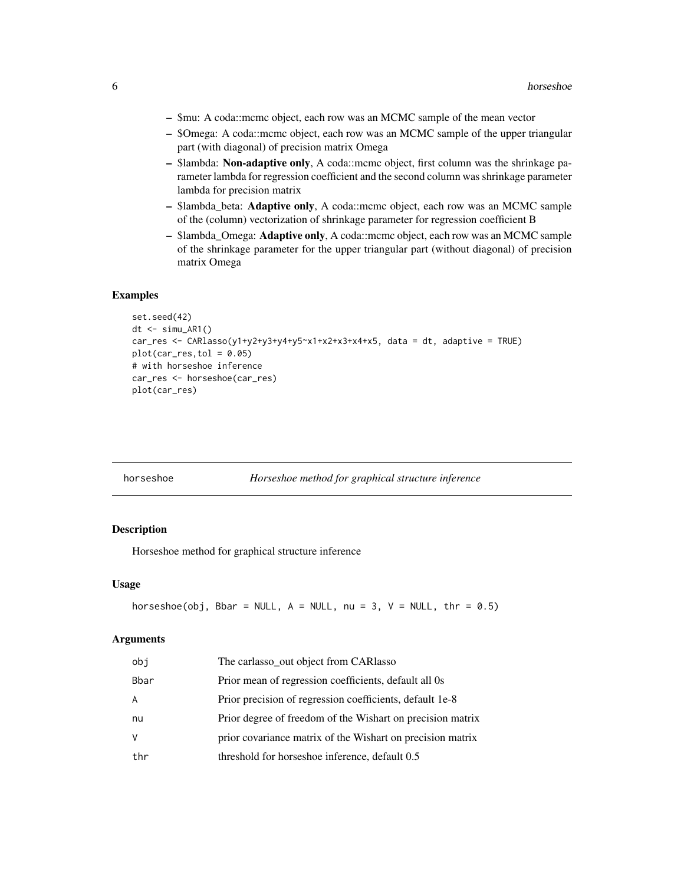- $mu: A coda::mcmc object, each row was an MCMC sample of the mean vector
- $Omega: A coda::mcmc object, each row was an MCMC sample of the upper triangular part (with diagonal) of precision matrix Omega
- $lambda: **Non-adaptive only**, A coda::mcmc object, first column was the shrinkage parameter lambda for regression coefficient and the second column was shrinkage parameter lambda for precision matrix
- $lambda_beta: **Adaptive only**, A coda::mcmc object, each row was an MCMC sample of the (column) vectorization of shrinkage parameter for regression coefficient B
- $lambda_Omega: **Adaptive only**, A coda::mcmc object, each row was an MCMC sample of the shrinkage parameter for the upper triangular part (without diagonal) of precision matrix Omega

### Examples

```
set.seed(42)
dt <- simu_AR1()
car_res <- CARlasso(y1+y2+y3+y4+y5~x1+x2+x3+x4+x5, data = dt, adaptive = TRUE)
plot(car_res,tol = 0.05)
# with horseshoe inference
car_res <- horseshoe(car_res)
plot(car_res)
```

---

## horseshoe — *Horseshoe method for graphical structure inference*

### Description

Horseshoe method for graphical structure inference

### Usage

```
horseshoe(obj, Bbar = NULL, A = NULL, nu = 3, V = NULL, thr = 0.5)
```

### Arguments

| | |
|---|---|
| obj | The carlasso_out object from CARlasso |
| Bbar | Prior mean of regression coefficients, default all 0s |
| A | Prior precision of regression coefficients, default 1e-8 |
| nu | Prior degree of freedom of the Wishart on precision matrix |
| V | prior covariance matrix of the Wishart on precision matrix |
| thr | threshold for horseshoe inference, default 0.5 |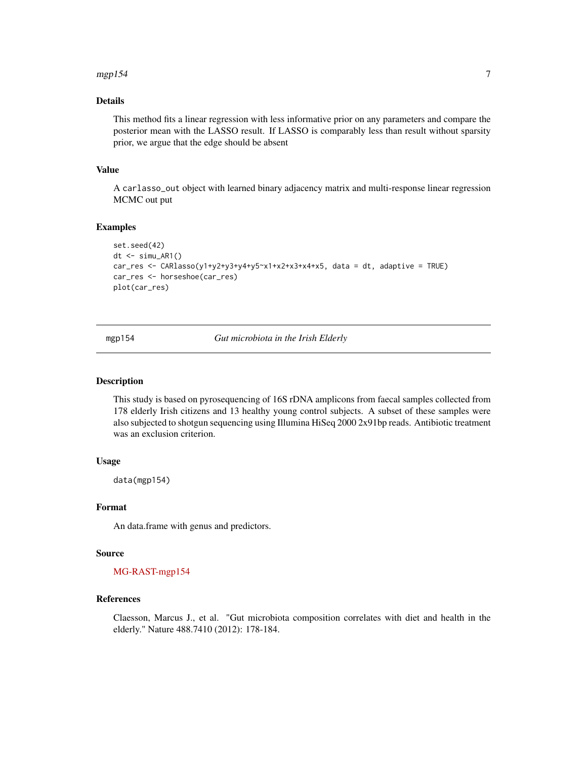### Details

This method fits a linear regression with less informative prior on any parameters and compare the posterior mean with the LASSO result. If LASSO is comparably less than result without sparsity prior, we argue that the edge should be absent

### Value

A `carlasso_out` object with learned binary adjacency matrix and multi-response linear regression MCMC out put

### Examples

```
set.seed(42)
dt <- simu_AR1()
car_res <- CARlasso(y1+y2+y3+y4+y5~x1+x2+x3+x4+x5, data = dt, adaptive = TRUE)
car_res <- horseshoe(car_res)
plot(car_res)
```

---

## mgp154 — *Gut microbiota in the Irish Elderly*

### Description

This study is based on pyrosequencing of 16S rDNA amplicons from faecal samples collected from 178 elderly Irish citizens and 13 healthy young control subjects. A subset of these samples were also subjected to shotgun sequencing using Illumina HiSeq 2000 2x91bp reads. Antibiotic treatment was an exclusion criterion.

### Usage

```
data(mgp154)
```

### Format

An data.frame with genus and predictors.

### Source

MG-RAST-mgp154

### References

Claesson, Marcus J., et al. "Gut microbiota composition correlates with diet and health in the elderly." Nature 488.7410 (2012): 178-184.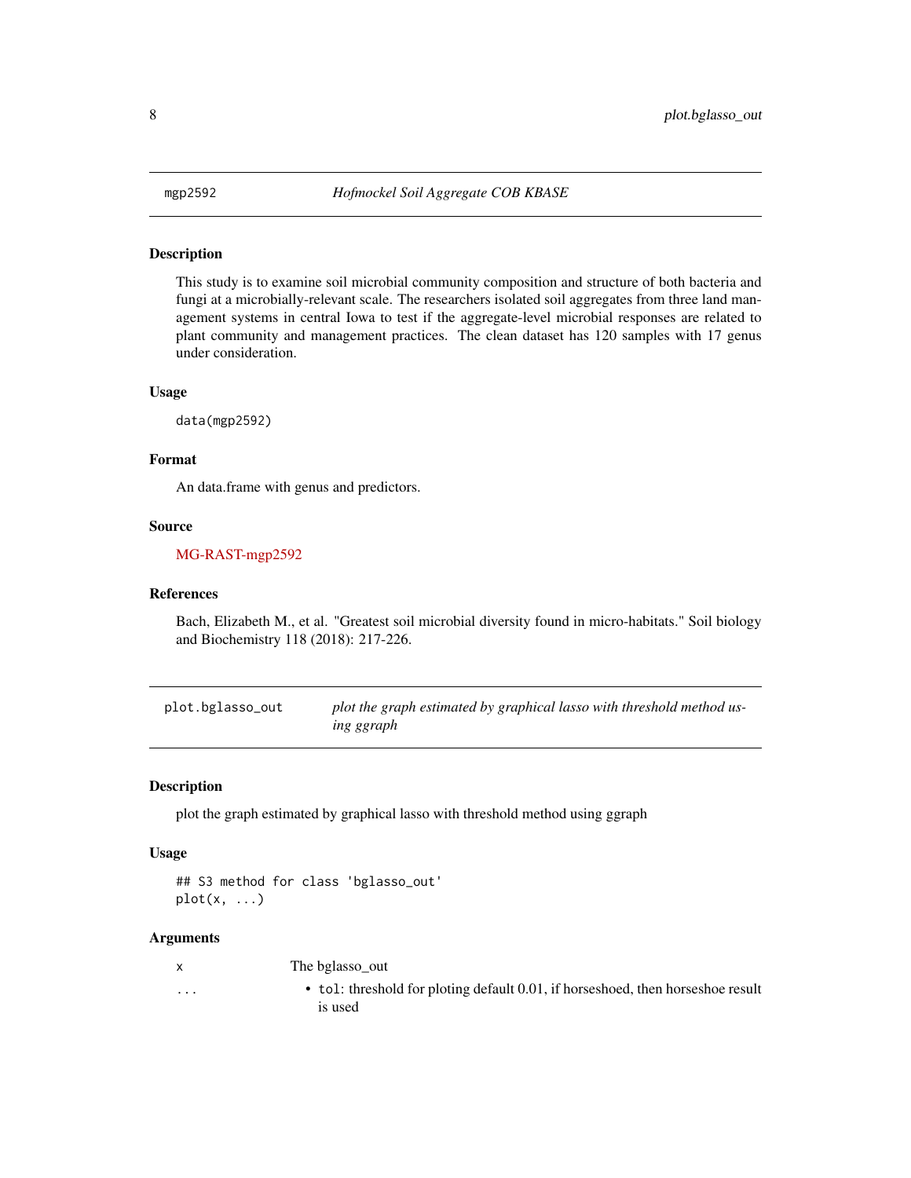## mgp2592 — *Hofmockel Soil Aggregate COB KBASE*

### Description

This study is to examine soil microbial community composition and structure of both bacteria and fungi at a microbially-relevant scale. The researchers isolated soil aggregates from three land management systems in central Iowa to test if the aggregate-level microbial responses are related to plant community and management practices. The clean dataset has 120 samples with 17 genus under consideration.

### Usage

```
data(mgp2592)
```

### Format

An data.frame with genus and predictors.

### Source

MG-RAST-mgp2592

### References

Bach, Elizabeth M., et al. "Greatest soil microbial diversity found in micro-habitats." Soil biology and Biochemistry 118 (2018): 217-226.

## plot.bglasso_out — *plot the graph estimated by graphical lasso with threshold method using ggraph*

### Description

plot the graph estimated by graphical lasso with threshold method using ggraph

### Usage

```
## S3 method for class 'bglasso_out'
plot(x, ...)
```

### Arguments

| | |
|---|---|
| x | The bglasso_out |
| ... | • `tol`: threshold for ploting default 0.01, if horseshoed, then horseshoe result is used |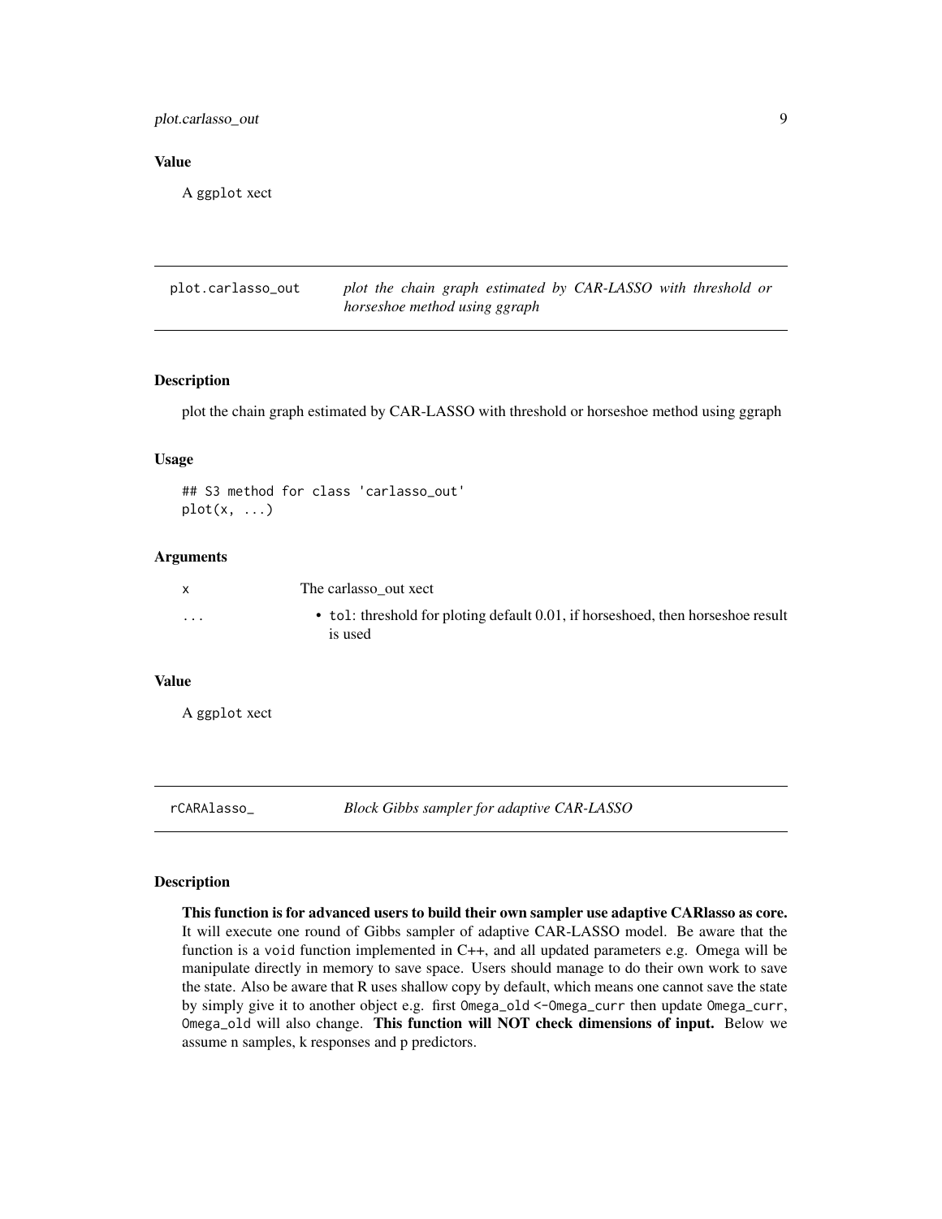## Value

A ggplot xect

## plot.carlasso_out — *plot the chain graph estimated by CAR-LASSO with threshold or horseshoe method using ggraph*

### Description

plot the chain graph estimated by CAR-LASSO with threshold or horseshoe method using ggraph

### Usage

```
## S3 method for class 'carlasso_out'
plot(x, ...)
```

### Arguments

| | |
|---|---|
| x | The carlasso_out xect |
| ... | • `tol`: threshold for ploting default 0.01, if horseshoed, then horseshoe result is used |

### Value

A ggplot xect

## rCARAlasso_ — *Block Gibbs sampler for adaptive CAR-LASSO*

### Description

**This function is for advanced users to build their own sampler use adaptive CARlasso as core.** It will execute one round of Gibbs sampler of adaptive CAR-LASSO model. Be aware that the function is a `void` function implemented in C++, and all updated parameters e.g. Omega will be manipulate directly in memory to save space. Users should manage to do their own work to save the state. Also be aware that R uses shallow copy by default, which means one cannot save the state by simply give it to another object e.g. first `Omega_old <-Omega_curr` then update `Omega_curr`, `Omega_old` will also change. **This function will NOT check dimensions of input.** Below we assume n samples, k responses and p predictors.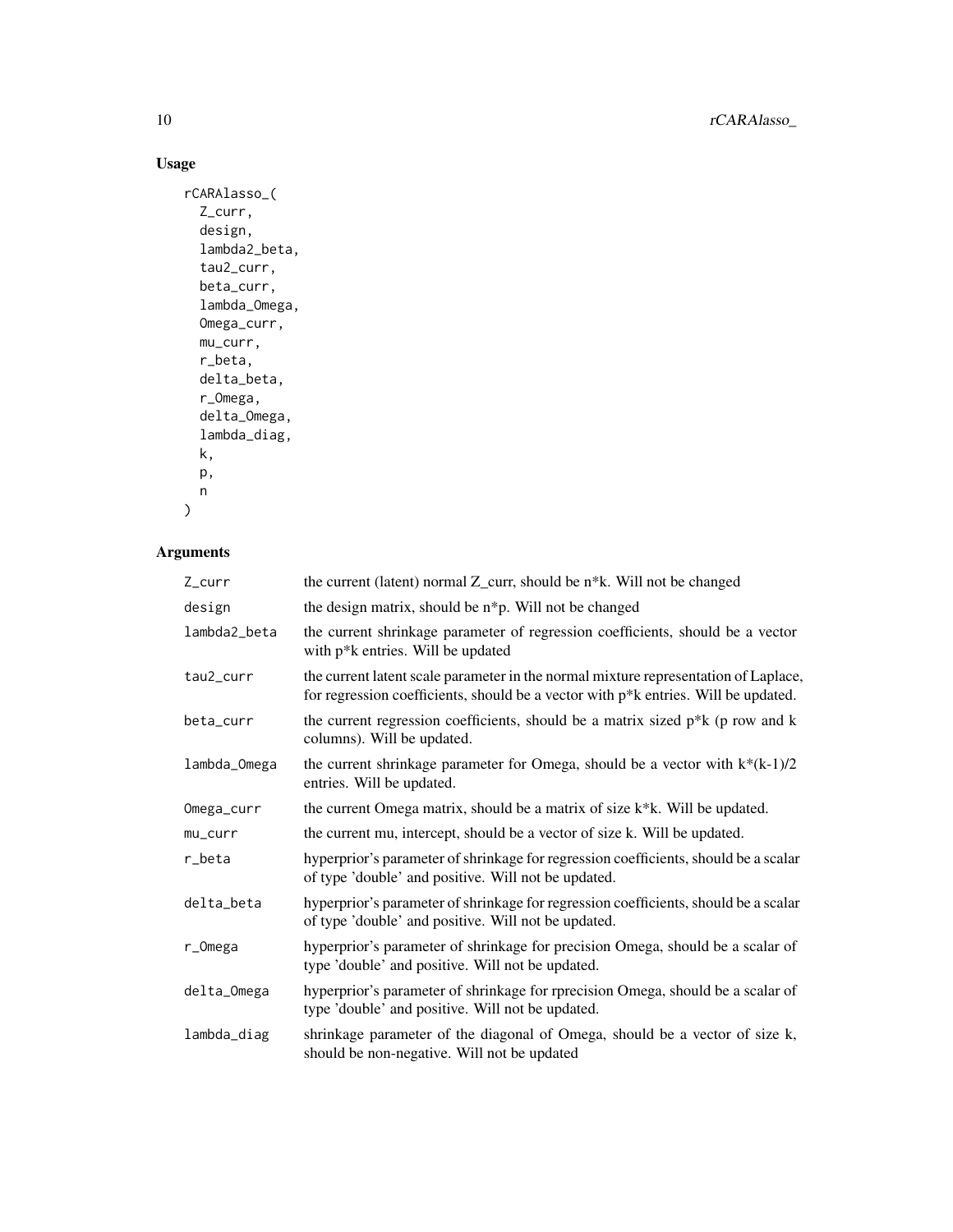## Usage

```
rCARAlasso_(
  Z_curr,
  design,
  lambda2_beta,
  tau2_curr,
  beta_curr,
  lambda_Omega,
  Omega_curr,
  mu_curr,
  r_beta,
  delta_beta,
  r_Omega,
  delta_Omega,
  lambda_diag,
  k,
  p,
  n
)
```

## Arguments

| | |
|---|---|
| Z_curr | the current (latent) normal Z_curr, should be n*k. Will not be changed |
| design | the design matrix, should be n*p. Will not be changed |
| lambda2_beta | the current shrinkage parameter of regression coefficients, should be a vector with p*k entries. Will be updated |
| tau2_curr | the current latent scale parameter in the normal mixture representation of Laplace, for regression coefficients, should be a vector with p*k entries. Will be updated. |
| beta_curr | the current regression coefficients, should be a matrix sized p*k (p row and k columns). Will be updated. |
| lambda_Omega | the current shrinkage parameter for Omega, should be a vector with k*(k-1)/2 entries. Will be updated. |
| Omega_curr | the current Omega matrix, should be a matrix of size k*k. Will be updated. |
| mu_curr | the current mu, intercept, should be a vector of size k. Will be updated. |
| r_beta | hyperprior's parameter of shrinkage for regression coefficients, should be a scalar of type 'double' and positive. Will not be updated. |
| delta_beta | hyperprior's parameter of shrinkage for regression coefficients, should be a scalar of type 'double' and positive. Will not be updated. |
| r_Omega | hyperprior's parameter of shrinkage for precision Omega, should be a scalar of type 'double' and positive. Will not be updated. |
| delta_Omega | hyperprior's parameter of shrinkage for rprecision Omega, should be a scalar of type 'double' and positive. Will not be updated. |
| lambda_diag | shrinkage parameter of the diagonal of Omega, should be a vector of size k, should be non-negative. Will not be updated |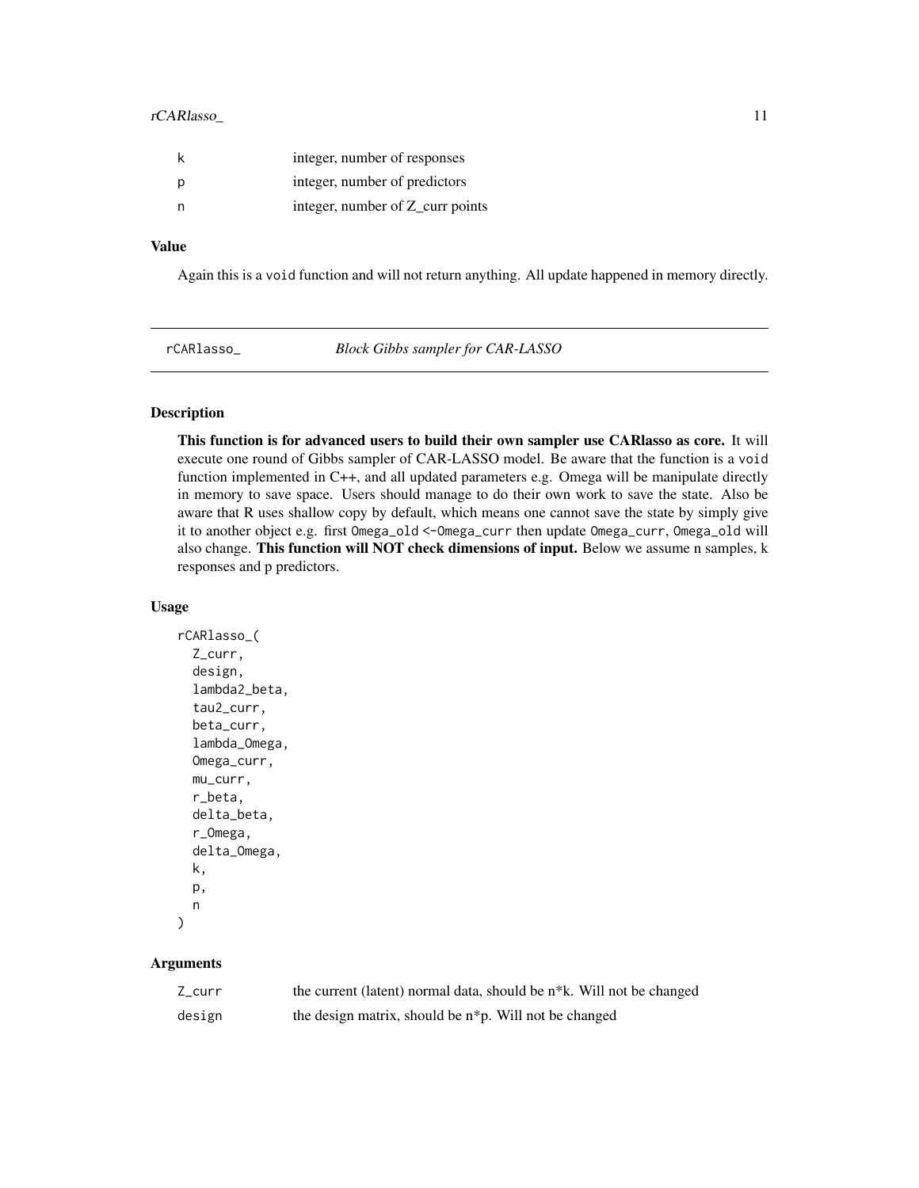| | |
|---|---|
| k | integer, number of responses |
| p | integer, number of predictors |
| n | integer, number of Z_curr points |

### Value

Again this is a void function and will not return anything. All update happened in memory directly.

---

## rCARlasso_ *Block Gibbs sampler for CAR-LASSO*

### Description

**This function is for advanced users to build their own sampler use CARlasso as core.** It will execute one round of Gibbs sampler of CAR-LASSO model. Be aware that the function is a void function implemented in C++, and all updated parameters e.g. Omega will be manipulate directly in memory to save space. Users should manage to do their own work to save the state. Also be aware that R uses shallow copy by default, which means one cannot save the state by simply give it to another object e.g. first Omega_old <-Omega_curr then update Omega_curr, Omega_old will also change. **This function will NOT check dimensions of input.** Below we assume n samples, k responses and p predictors.

### Usage

```
rCARlasso_(
  Z_curr,
  design,
  lambda2_beta,
  tau2_curr,
  beta_curr,
  lambda_Omega,
  Omega_curr,
  mu_curr,
  r_beta,
  delta_beta,
  r_Omega,
  delta_Omega,
  k,
  p,
  n
)
```

### Arguments

| | |
|---|---|
| Z_curr | the current (latent) normal data, should be n*k. Will not be changed |
| design | the design matrix, should be n*p. Will not be changed |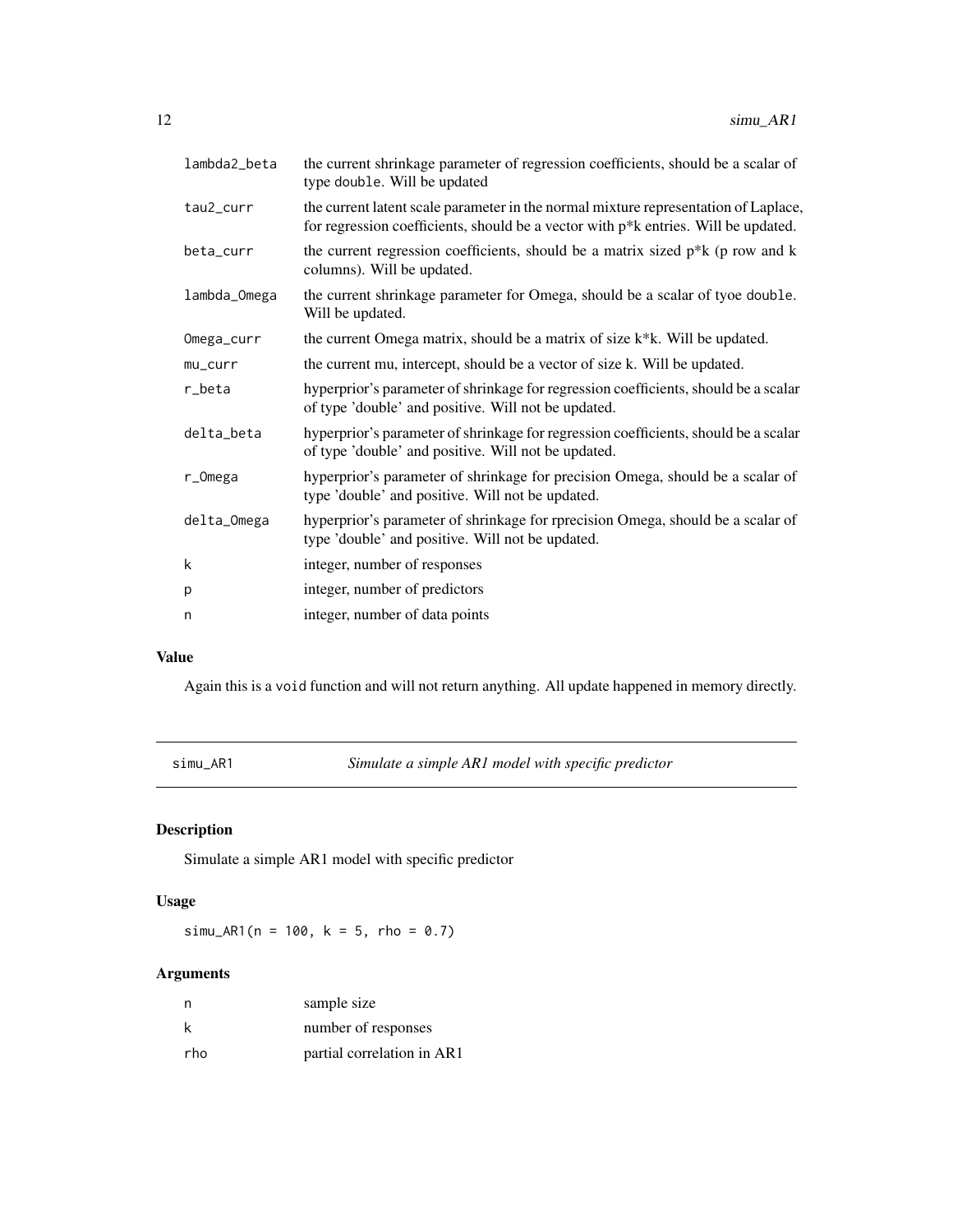| | |
|---|---|
| lambda2_beta | the current shrinkage parameter of regression coefficients, should be a scalar of type double. Will be updated |
| tau2_curr | the current latent scale parameter in the normal mixture representation of Laplace, for regression coefficients, should be a vector with p*k entries. Will be updated. |
| beta_curr | the current regression coefficients, should be a matrix sized p*k (p row and k columns). Will be updated. |
| lambda_Omega | the current shrinkage parameter for Omega, should be a scalar of tyoe double. Will be updated. |
| Omega_curr | the current Omega matrix, should be a matrix of size k*k. Will be updated. |
| mu_curr | the current mu, intercept, should be a vector of size k. Will be updated. |
| r_beta | hyperprior's parameter of shrinkage for regression coefficients, should be a scalar of type 'double' and positive. Will not be updated. |
| delta_beta | hyperprior's parameter of shrinkage for regression coefficients, should be a scalar of type 'double' and positive. Will not be updated. |
| r_Omega | hyperprior's parameter of shrinkage for precision Omega, should be a scalar of type 'double' and positive. Will not be updated. |
| delta_Omega | hyperprior's parameter of shrinkage for rprecision Omega, should be a scalar of type 'double' and positive. Will not be updated. |
| k | integer, number of responses |
| p | integer, number of predictors |
| n | integer, number of data points |

## Value

Again this is a void function and will not return anything. All update happened in memory directly.

---

## simu_AR1 — *Simulate a simple AR1 model with specific predictor*

### Description

Simulate a simple AR1 model with specific predictor

### Usage

```
simu_AR1(n = 100, k = 5, rho = 0.7)
```

### Arguments

| | |
|---|---|
| n | sample size |
| k | number of responses |
| rho | partial correlation in AR1 |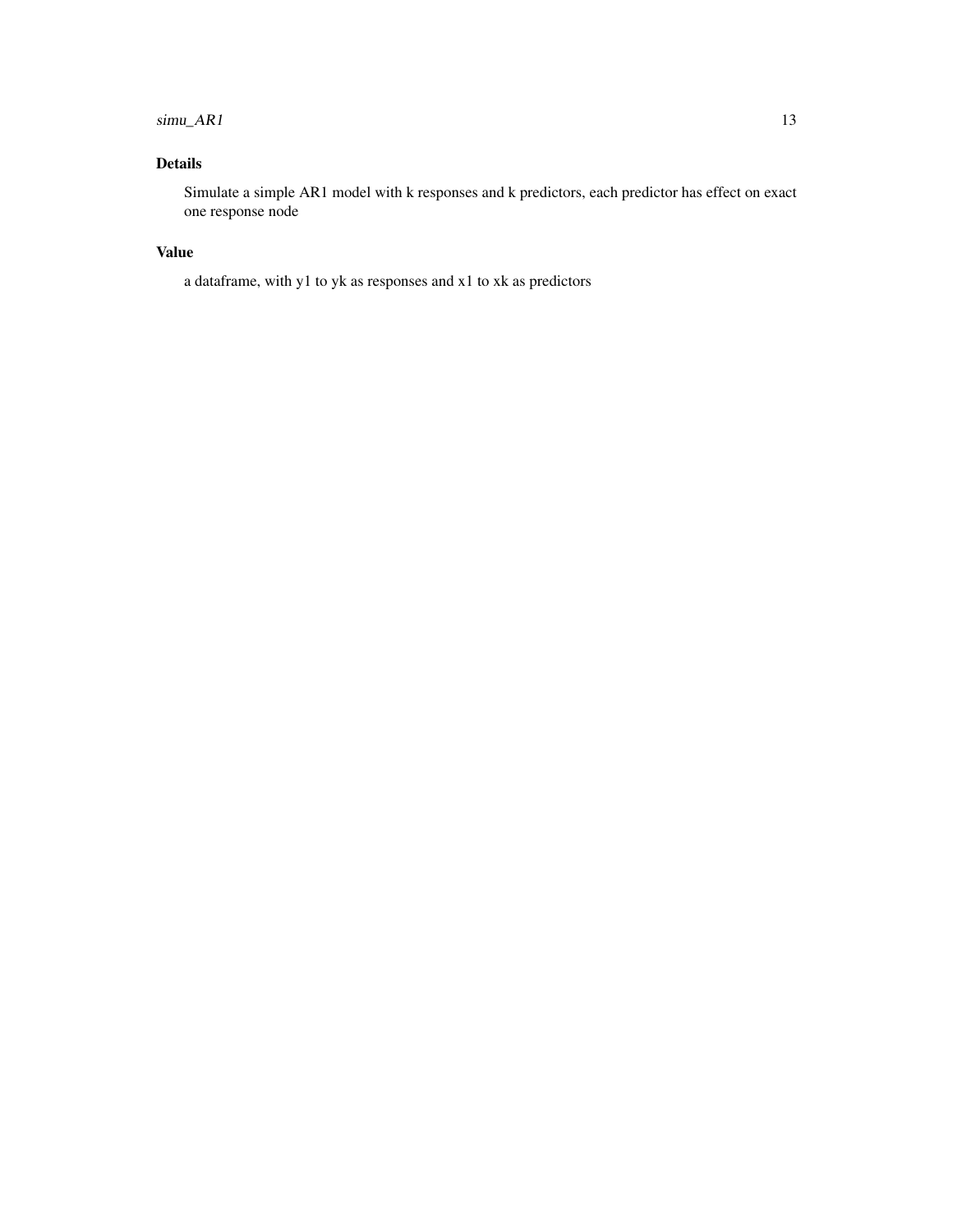## Details

Simulate a simple AR1 model with k responses and k predictors, each predictor has effect on exact one response node

## Value

a dataframe, with y1 to yk as responses and x1 to xk as predictors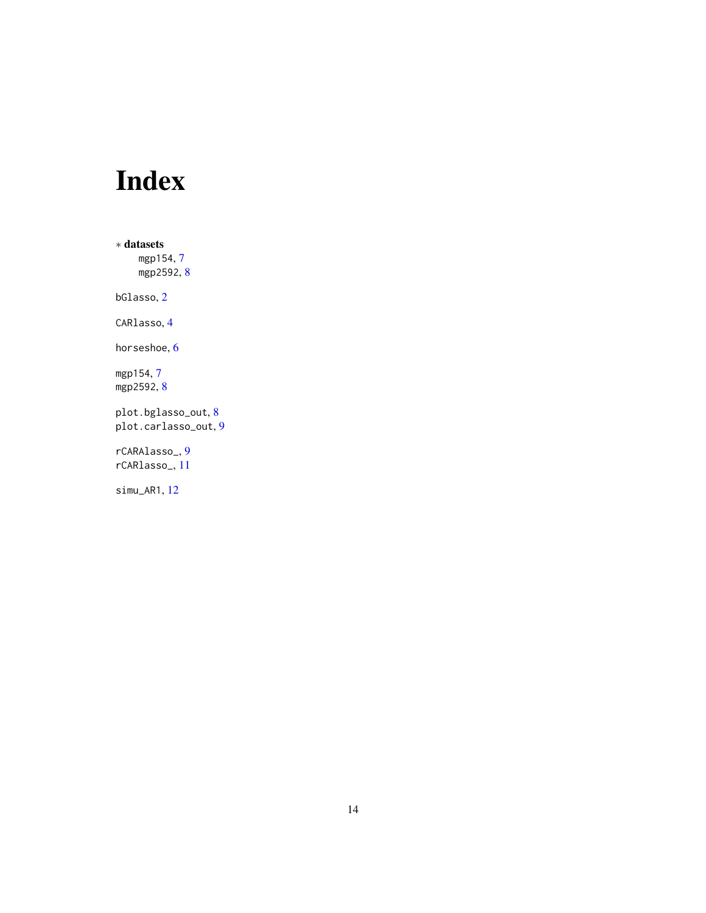# Index

∗ **datasets**

  mgp154, 7

  mgp2592, 8

bGlasso, 2

CARlasso, 4

horseshoe, 6

mgp154, 7
mgp2592, 8

plot.bglasso_out, 8
plot.carlasso_out, 9

rCARAlasso_, 9
rCARlasso_, 11

simu_AR1, 12